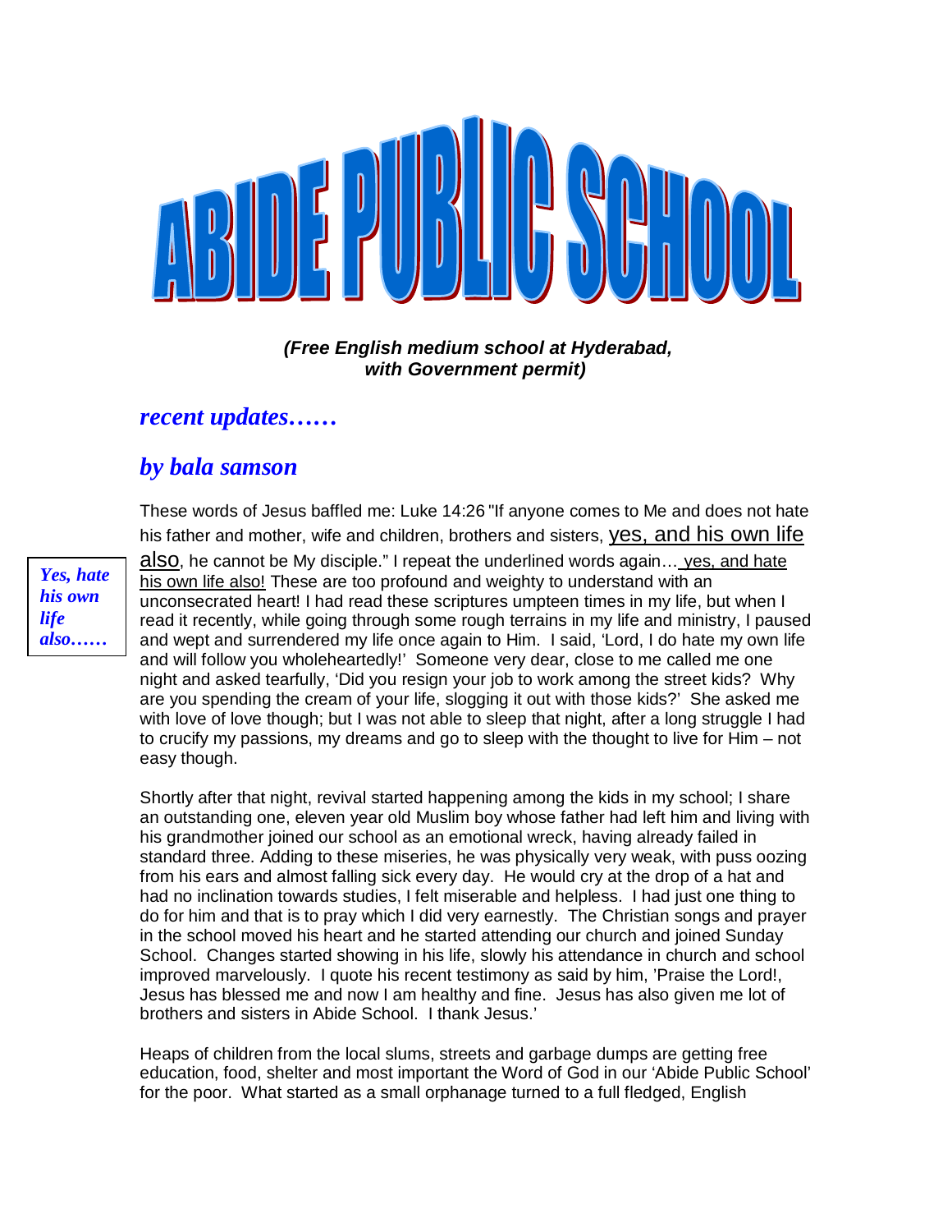# ABIDE PUBLIC SCHOOL

***(Free English medium school at Hyderabad, with Government permit)***

## *recent updates……*

## *by bala samson*

*Yes, hate his own life also……*

These words of Jesus baffled me: Luke 14:26 "If anyone comes to Me and does not hate his father and mother, wife and children, brothers and sisters, yes, and his own life also, he cannot be My disciple." I repeat the underlined words again… yes, and hate his own life also! These are too profound and weighty to understand with an unconsecrated heart! I had read these scriptures umpteen times in my life, but when I read it recently, while going through some rough terrains in my life and ministry, I paused and wept and surrendered my life once again to Him. I said, 'Lord, I do hate my own life and will follow you wholeheartedly!' Someone very dear, close to me called me one night and asked tearfully, 'Did you resign your job to work among the street kids? Why are you spending the cream of your life, slogging it out with those kids?' She asked me with love of love though; but I was not able to sleep that night, after a long struggle I had to crucify my passions, my dreams and go to sleep with the thought to live for Him – not easy though.

Shortly after that night, revival started happening among the kids in my school; I share an outstanding one, eleven year old Muslim boy whose father had left him and living with his grandmother joined our school as an emotional wreck, having already failed in standard three. Adding to these miseries, he was physically very weak, with puss oozing from his ears and almost falling sick every day. He would cry at the drop of a hat and had no inclination towards studies, I felt miserable and helpless. I had just one thing to do for him and that is to pray which I did very earnestly. The Christian songs and prayer in the school moved his heart and he started attending our church and joined Sunday School. Changes started showing in his life, slowly his attendance in church and school improved marvelously. I quote his recent testimony as said by him, 'Praise the Lord!, Jesus has blessed me and now I am healthy and fine. Jesus has also given me lot of brothers and sisters in Abide School. I thank Jesus.'

Heaps of children from the local slums, streets and garbage dumps are getting free education, food, shelter and most important the Word of God in our 'Abide Public School' for the poor. What started as a small orphanage turned to a full fledged, English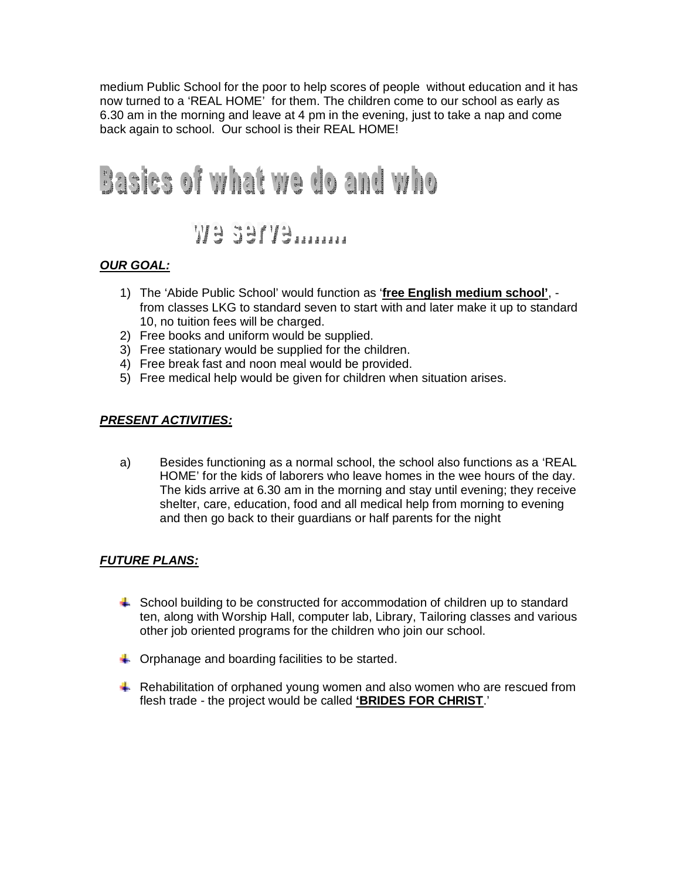medium Public School for the poor to help scores of people without education and it has now turned to a 'REAL HOME' for them. The children come to our school as early as 6.30 am in the morning and leave at 4 pm in the evening, just to take a nap and come back again to school. Our school is their REAL HOME!

# Basics of what we do and who we serve……..

***OUR GOAL:***

1) The 'Abide Public School' would function as '**free English medium school'**, - from classes LKG to standard seven to start with and later make it up to standard 10, no tuition fees will be charged.
2) Free books and uniform would be supplied.
3) Free stationary would be supplied for the children.
4) Free break fast and noon meal would be provided.
5) Free medical help would be given for children when situation arises.

***PRESENT ACTIVITIES:***

a) Besides functioning as a normal school, the school also functions as a 'REAL HOME' for the kids of laborers who leave homes in the wee hours of the day. The kids arrive at 6.30 am in the morning and stay until evening; they receive shelter, care, education, food and all medical help from morning to evening and then go back to their guardians or half parents for the night

***FUTURE PLANS:***

- School building to be constructed for accommodation of children up to standard ten, along with Worship Hall, computer lab, Library, Tailoring classes and various other job oriented programs for the children who join our school.
- Orphanage and boarding facilities to be started.
- Rehabilitation of orphaned young women and also women who are rescued from flesh trade - the project would be called **'BRIDES FOR CHRIST**.'